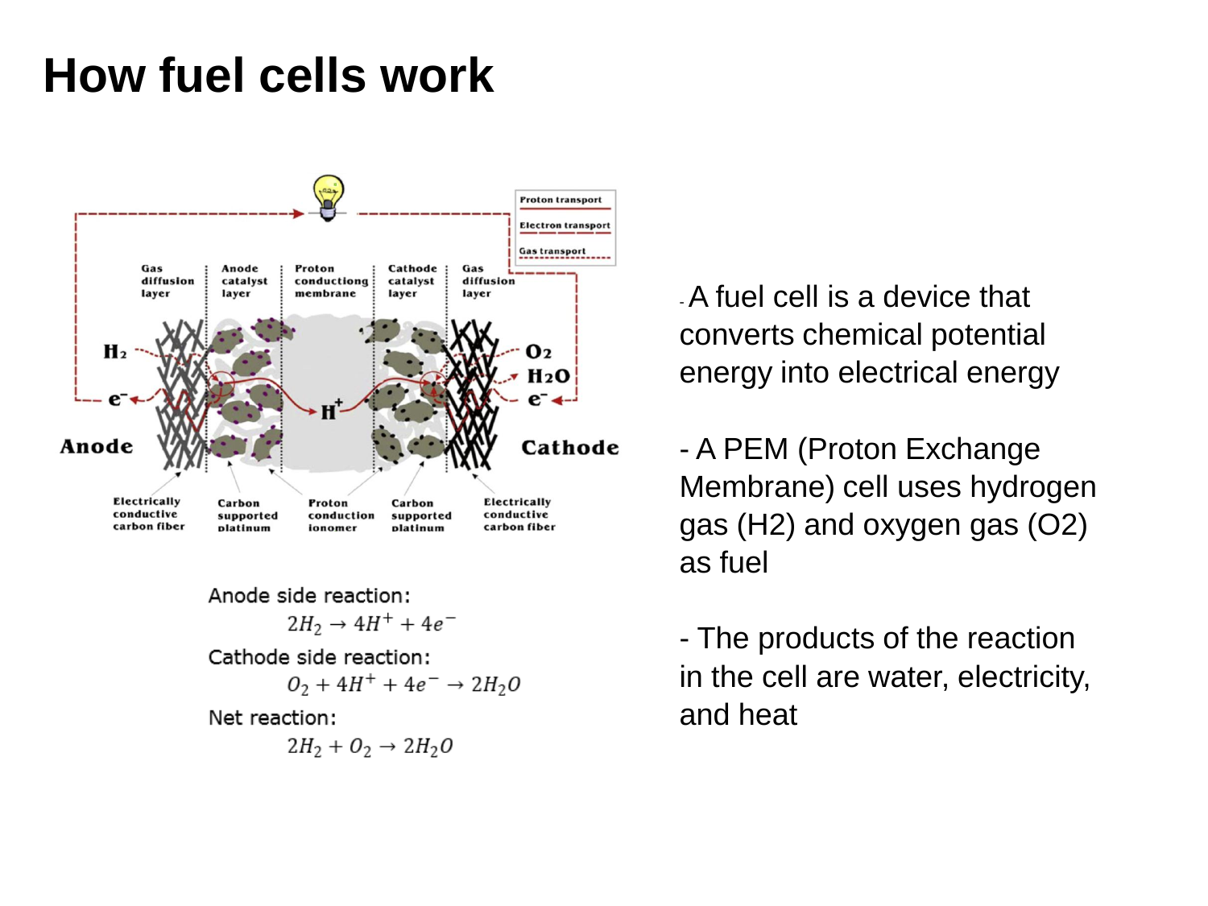# How fuel cells work

Anode side reaction:

$$2H_2 \rightarrow 4H^+ + 4e^-$$

Cathode side reaction:

$$O_2 + 4H^+ + 4e^- \rightarrow 2H_2O$$

Net reaction:

$$2H_2 + O_2 \rightarrow 2H_2O$$

- A fuel cell is a device that converts chemical potential energy into electrical energy

- A PEM (Proton Exchange Membrane) cell uses hydrogen gas (H2) and oxygen gas (O2) as fuel

- The products of the reaction in the cell are water, electricity, and heat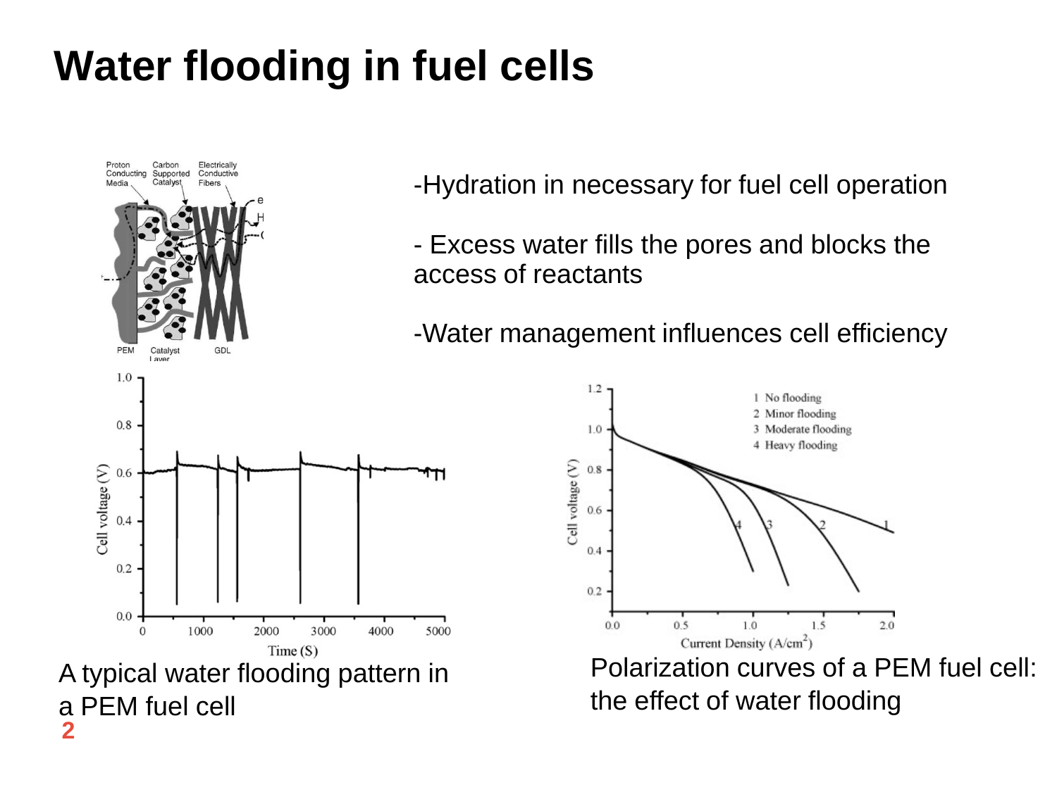# Water flooding in fuel cells

-Hydration in necessary for fuel cell operation

- Excess water fills the pores and blocks the access of reactants

-Water management influences cell efficiency

A typical water flooding pattern in a PEM fuel cell

Polarization curves of a PEM fuel cell: the effect of water flooding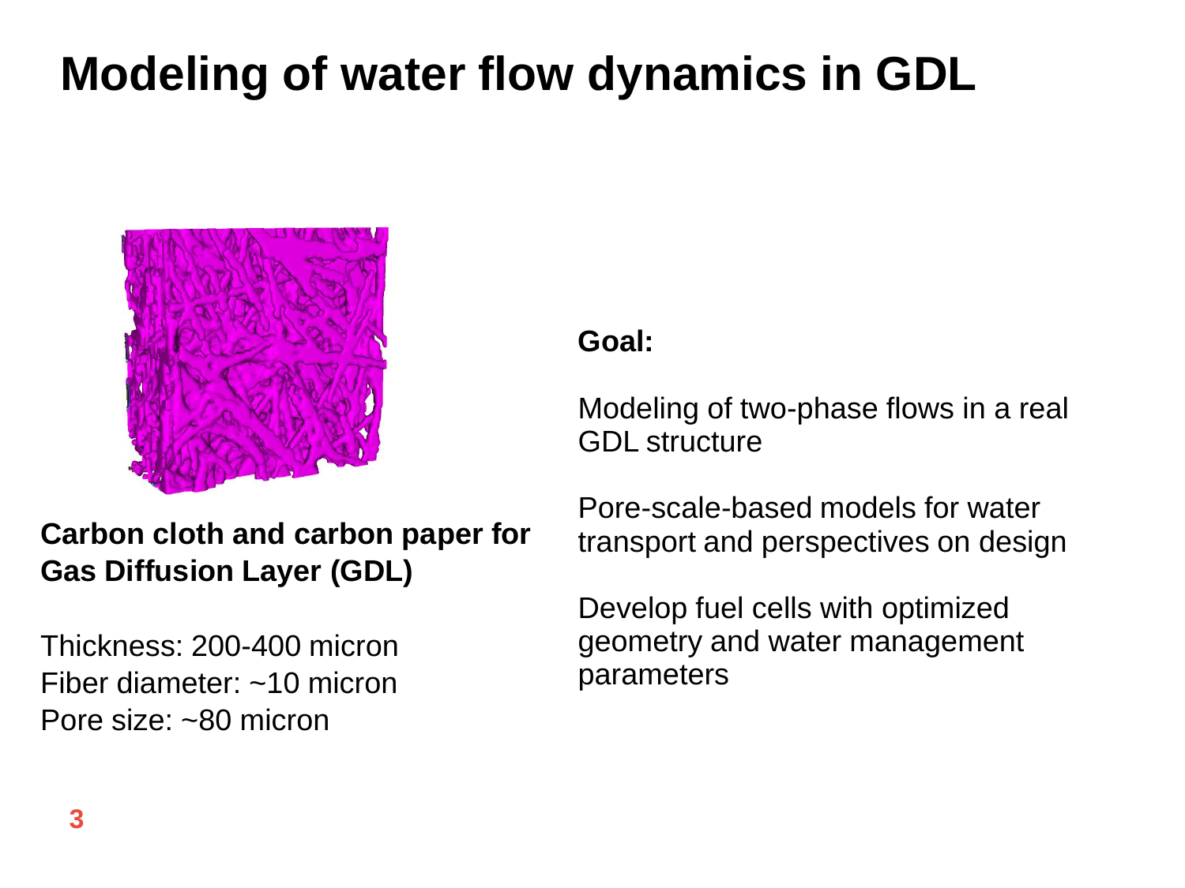# Modeling of water flow dynamics in GDL

**Carbon cloth and carbon paper for Gas Diffusion Layer (GDL)**

Thickness: 200-400 micron
Fiber diameter: ~10 micron
Pore size: ~80 micron

**Goal:**

Modeling of two-phase flows in a real GDL structure

Pore-scale-based models for water transport and perspectives on design

Develop fuel cells with optimized geometry and water management parameters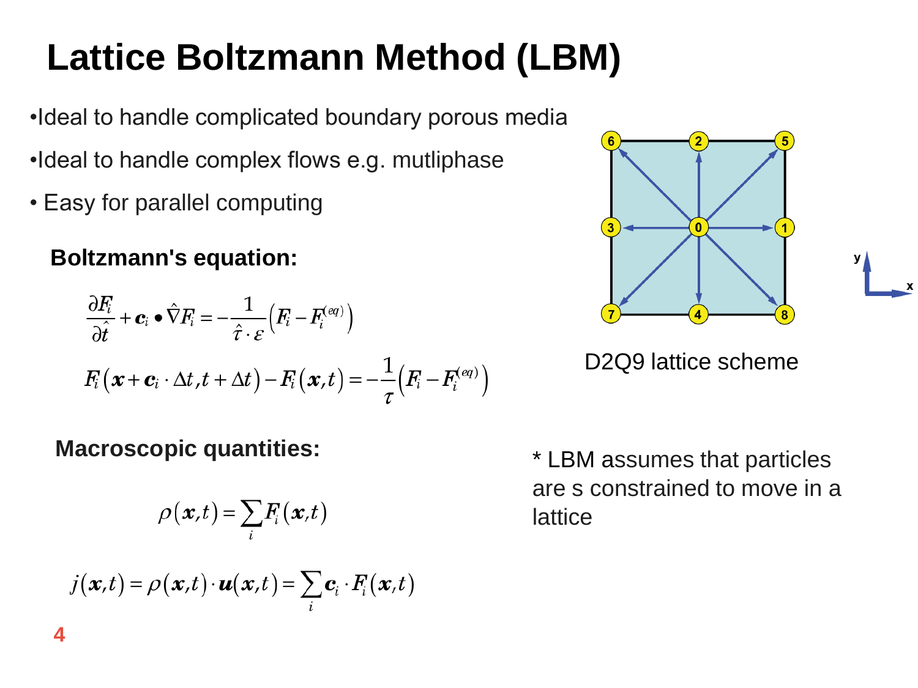# Lattice Boltzmann Method (LBM)

- Ideal to handle complicated boundary porous media
- Ideal to handle complex flows e.g. mutliphase
- Easy for parallel computing

**Boltzmann's equation:**

$$\frac{\partial F_i}{\partial \hat{t}} + \boldsymbol{c}_i \bullet \hat{\nabla} F_i = -\frac{1}{\hat{\tau} \cdot \varepsilon}\left(F_i - F_i^{(eq)}\right)$$

$$F_i\left(\boldsymbol{x} + \boldsymbol{c}_i \cdot \Delta t, t + \Delta t\right) - F_i\left(\boldsymbol{x}, t\right) = -\frac{1}{\tau}\left(F_i - F_i^{(eq)}\right)$$

D2Q9 lattice scheme

**Macroscopic quantities:**

$$\rho\left(\boldsymbol{x}, t\right) = \sum_i F_i\left(\boldsymbol{x}, t\right)$$

$$j\left(\boldsymbol{x}, t\right) = \rho\left(\boldsymbol{x}, t\right) \cdot \boldsymbol{u}\left(\boldsymbol{x}, t\right) = \sum_i \boldsymbol{c}_i \cdot F_i\left(\boldsymbol{x}, t\right)$$

* LBM assumes that particles are s constrained to move in a lattice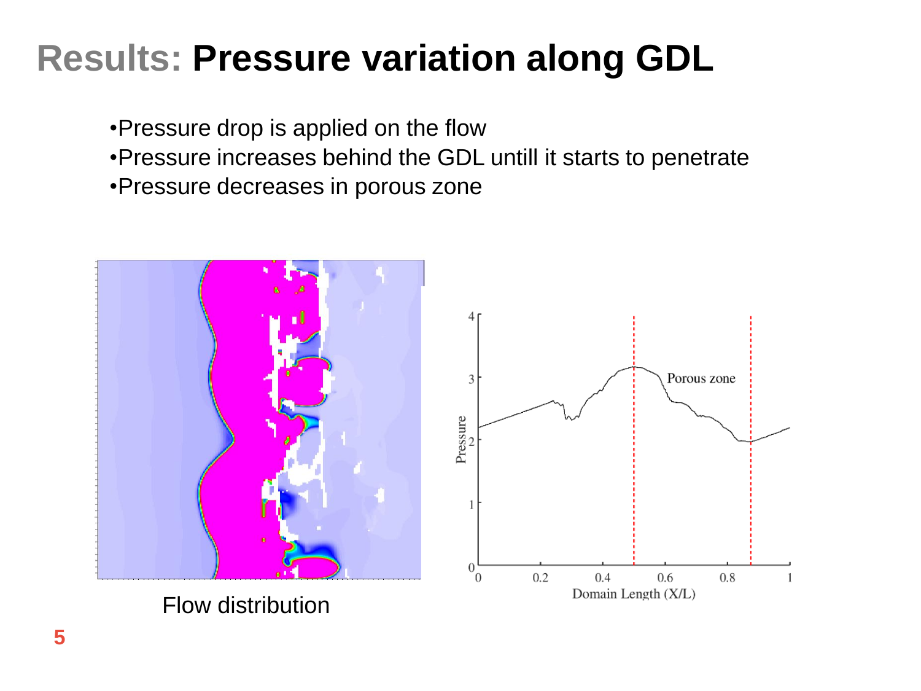# Results: Pressure variation along GDL

- Pressure drop is applied on the flow
- Pressure increases behind the GDL untill it starts to penetrate
- Pressure decreases in porous zone

Flow distribution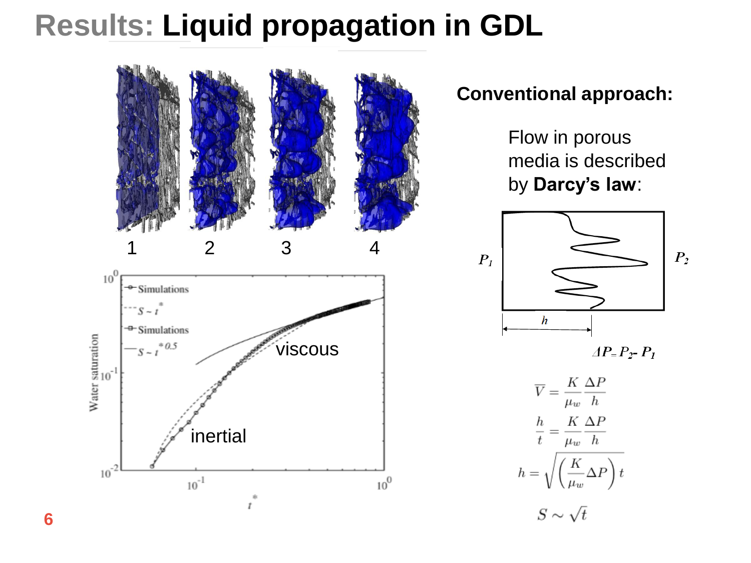# Results: Liquid propagation in GDL

1 2 3 4

inertial

viscous

**Conventional approach:**

Flow in porous media is described by **Darcy's law**:

$P_1$ $P_2$

$h$

$\Delta P = P_2 - P_1$

$$\overline{V} = \frac{K}{\mu_w}\frac{\Delta P}{h}$$

$$\frac{h}{t} = \frac{K}{\mu_w}\frac{\Delta P}{h}$$

$$h = \sqrt{\left(\frac{K}{\mu_w}\Delta P\right)t}$$

$$S \sim \sqrt{t}$$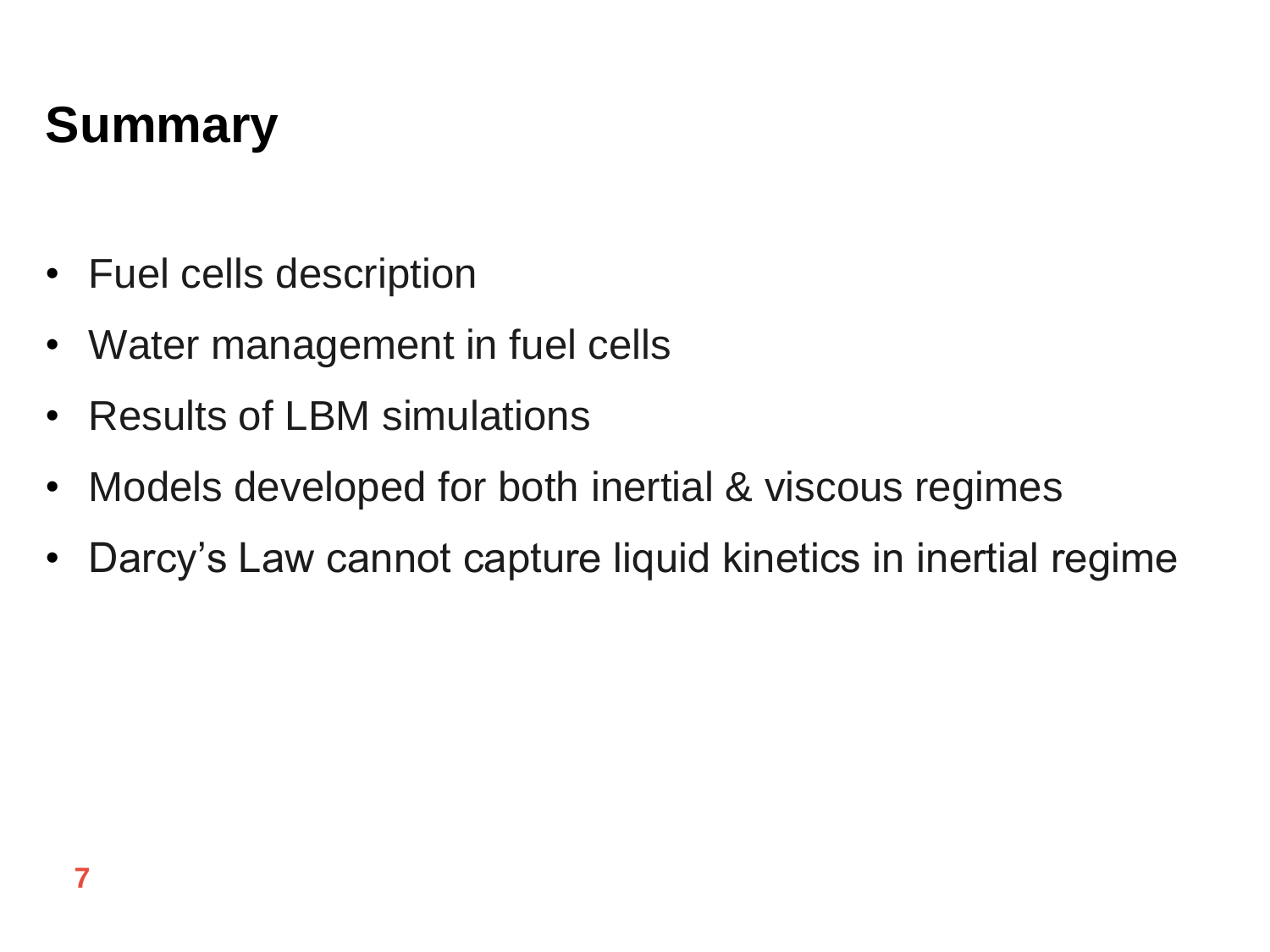# Summary

- Fuel cells description
- Water management in fuel cells
- Results of LBM simulations
- Models developed for both inertial & viscous regimes
- Darcy's Law cannot capture liquid kinetics in inertial regime